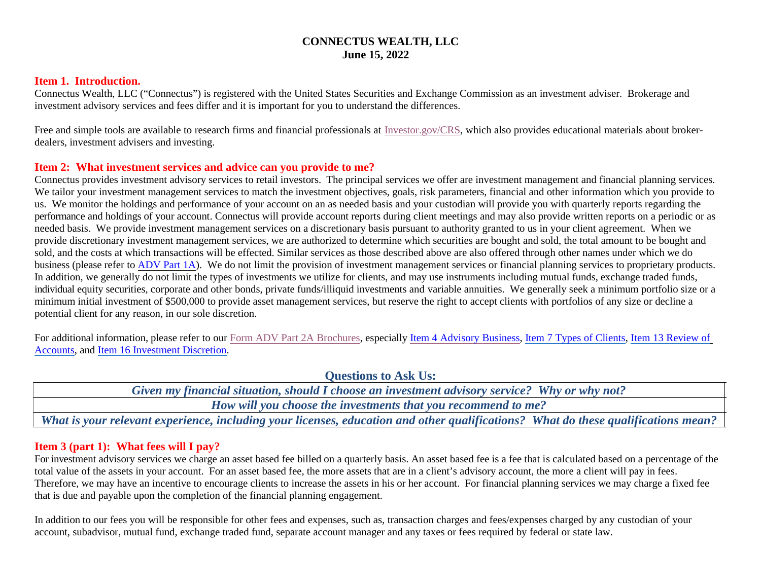**CONNECTUS WEALTH, LLC**
**June 15, 2022**

## Item 1. Introduction.

Connectus Wealth, LLC ("Connectus") is registered with the United States Securities and Exchange Commission as an investment adviser. Brokerage and investment advisory services and fees differ and it is important for you to understand the differences.

Free and simple tools are available to research firms and financial professionals at Investor.gov/CRS, which also provides educational materials about broker-dealers, investment advisers and investing.

## Item 2: What investment services and advice can you provide to me?

Connectus provides investment advisory services to retail investors. The principal services we offer are investment management and financial planning services. We tailor your investment management services to match the investment objectives, goals, risk parameters, financial and other information which you provide to us. We monitor the holdings and performance of your account on an as needed basis and your custodian will provide you with quarterly reports regarding the performance and holdings of your account. Connectus will provide account reports during client meetings and may also provide written reports on a periodic or as needed basis. We provide investment management services on a discretionary basis pursuant to authority granted to us in your client agreement. When we provide discretionary investment management services, we are authorized to determine which securities are bought and sold, the total amount to be bought and sold, and the costs at which transactions will be effected. Similar services as those described above are also offered through other names under which we do business (please refer to ADV Part 1A). We do not limit the provision of investment management services or financial planning services to proprietary products. In addition, we generally do not limit the types of investments we utilize for clients, and may use instruments including mutual funds, exchange traded funds, individual equity securities, corporate and other bonds, private funds/illiquid investments and variable annuities. We generally seek a minimum portfolio size or a minimum initial investment of $500,000 to provide asset management services, but reserve the right to accept clients with portfolios of any size or decline a potential client for any reason, in our sole discretion.

For additional information, please refer to our Form ADV Part 2A Brochures, especially Item 4 Advisory Business, Item 7 Types of Clients, Item 13 Review of Accounts, and Item 16 Investment Discretion.

| Questions to Ask Us: |
|---|
| ***Given my financial situation, should I choose an investment advisory service? Why or why not?*** |
| ***How will you choose the investments that you recommend to me?*** |
| ***What is your relevant experience, including your licenses, education and other qualifications? What do these qualifications mean?*** |

## Item 3 (part 1): What fees will I pay?

For investment advisory services we charge an asset based fee billed on a quarterly basis. An asset based fee is a fee that is calculated based on a percentage of the total value of the assets in your account. For an asset based fee, the more assets that are in a client's advisory account, the more a client will pay in fees. Therefore, we may have an incentive to encourage clients to increase the assets in his or her account. For financial planning services we may charge a fixed fee that is due and payable upon the completion of the financial planning engagement.

In addition to our fees you will be responsible for other fees and expenses, such as, transaction charges and fees/expenses charged by any custodian of your account, subadvisor, mutual fund, exchange traded fund, separate account manager and any taxes or fees required by federal or state law.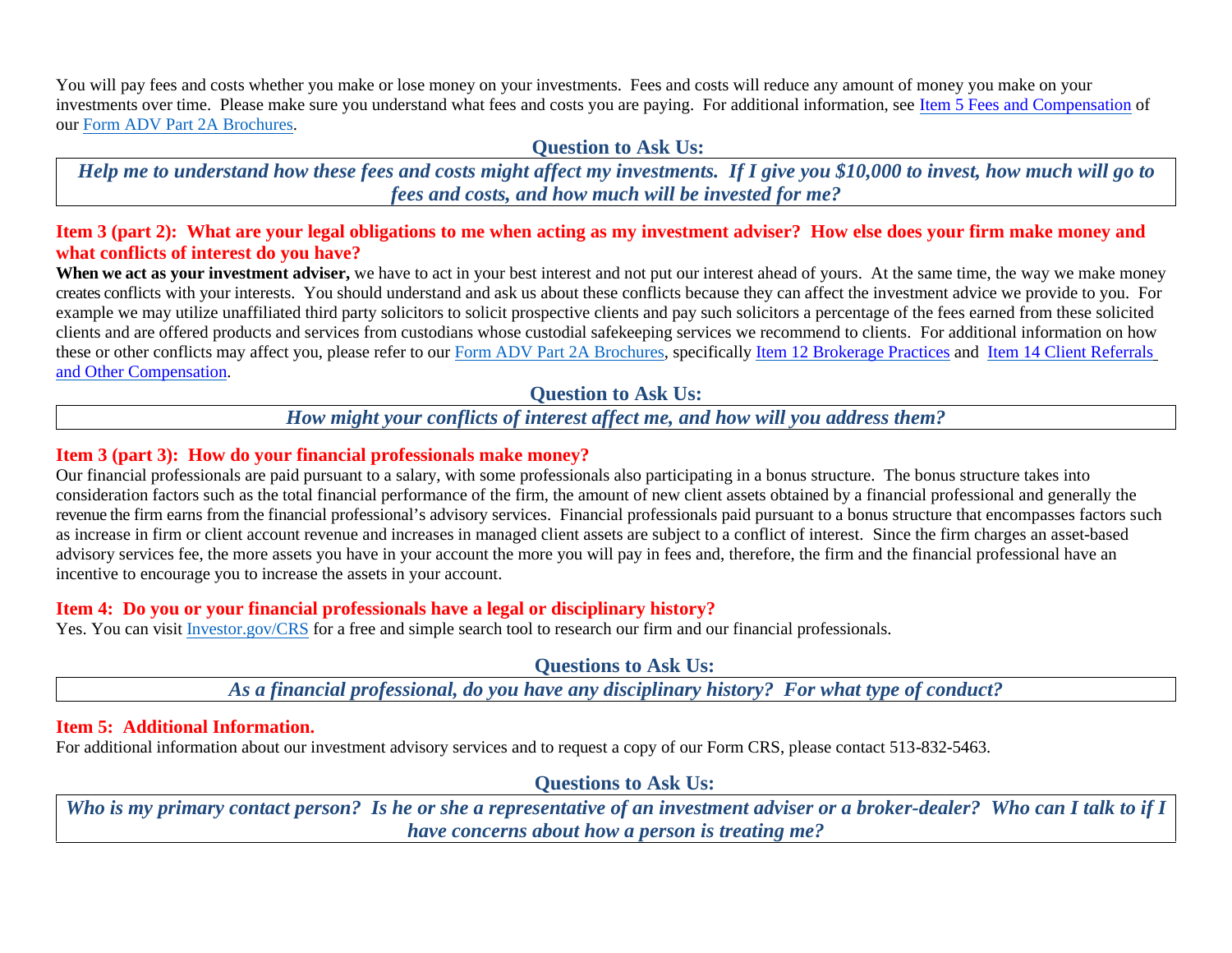You will pay fees and costs whether you make or lose money on your investments. Fees and costs will reduce any amount of money you make on your investments over time. Please make sure you understand what fees and costs you are paying. For additional information, see Item 5 Fees and Compensation of our Form ADV Part 2A Brochures.

**Question to Ask Us:**

***Help me to understand how these fees and costs might affect my investments. If I give you $10,000 to invest, how much will go to fees and costs, and how much will be invested for me?***

### Item 3 (part 2): What are your legal obligations to me when acting as my investment adviser? How else does your firm make money and what conflicts of interest do you have?

**When we act as your investment adviser,** we have to act in your best interest and not put our interest ahead of yours. At the same time, the way we make money creates conflicts with your interests. You should understand and ask us about these conflicts because they can affect the investment advice we provide to you. For example we may utilize unaffiliated third party solicitors to solicit prospective clients and pay such solicitors a percentage of the fees earned from these solicited clients and are offered products and services from custodians whose custodial safekeeping services we recommend to clients. For additional information on how these or other conflicts may affect you, please refer to our Form ADV Part 2A Brochures, specifically Item 12 Brokerage Practices and Item 14 Client Referrals and Other Compensation.

**Question to Ask Us:**

***How might your conflicts of interest affect me, and how will you address them?***

### Item 3 (part 3): How do your financial professionals make money?

Our financial professionals are paid pursuant to a salary, with some professionals also participating in a bonus structure. The bonus structure takes into consideration factors such as the total financial performance of the firm, the amount of new client assets obtained by a financial professional and generally the revenue the firm earns from the financial professional's advisory services. Financial professionals paid pursuant to a bonus structure that encompasses factors such as increase in firm or client account revenue and increases in managed client assets are subject to a conflict of interest. Since the firm charges an asset-based advisory services fee, the more assets you have in your account the more you will pay in fees and, therefore, the firm and the financial professional have an incentive to encourage you to increase the assets in your account.

### Item 4: Do you or your financial professionals have a legal or disciplinary history?

Yes. You can visit Investor.gov/CRS for a free and simple search tool to research our firm and our financial professionals.

**Questions to Ask Us:**

***As a financial professional, do you have any disciplinary history? For what type of conduct?***

### Item 5: Additional Information.

For additional information about our investment advisory services and to request a copy of our Form CRS, please contact 513-832-5463.

**Questions to Ask Us:**

***Who is my primary contact person? Is he or she a representative of an investment adviser or a broker-dealer? Who can I talk to if I have concerns about how a person is treating me?***